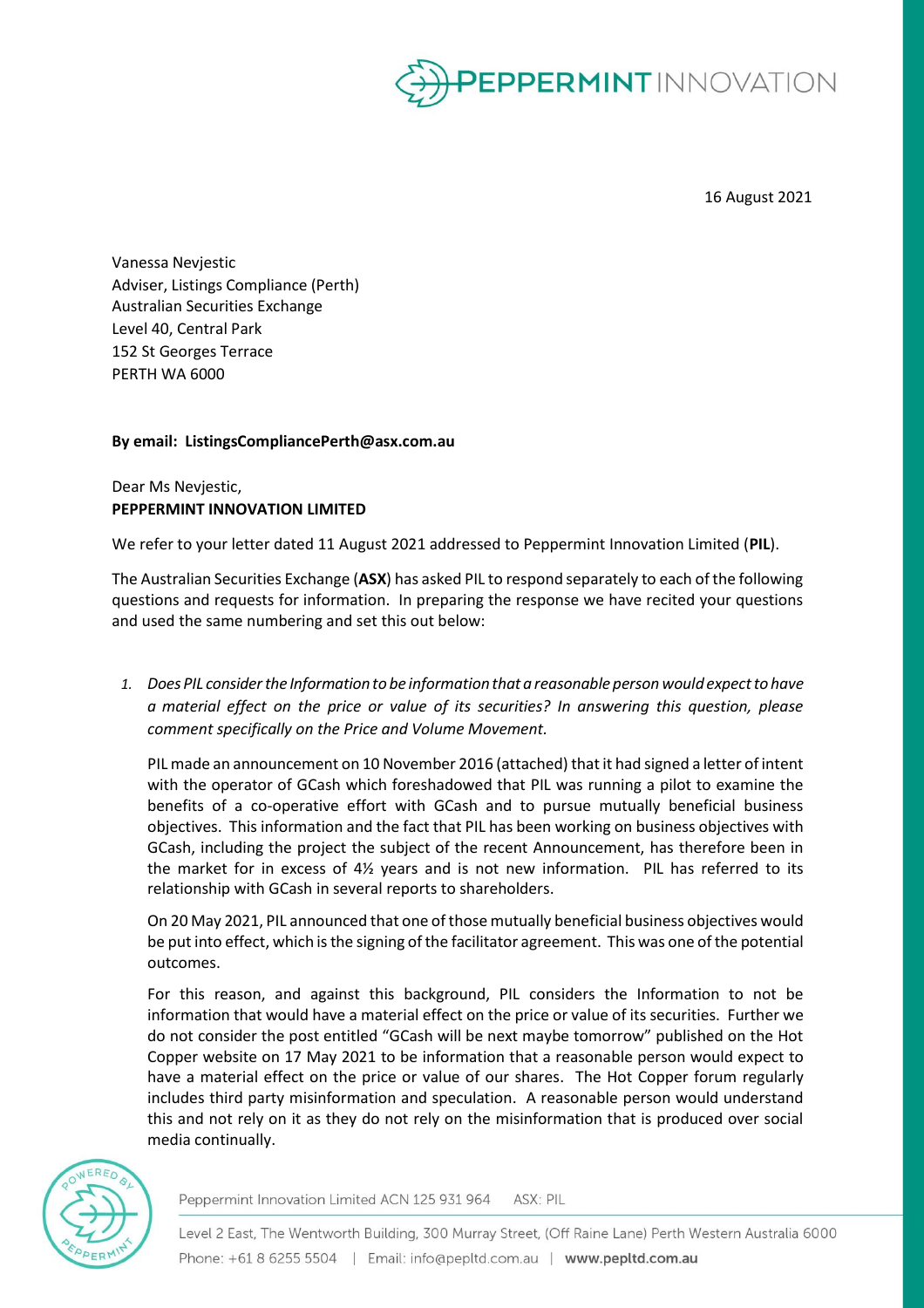16 August 2021

Vanessa Nevjestic
Adviser, Listings Compliance (Perth)
Australian Securities Exchange
Level 40, Central Park
152 St Georges Terrace
PERTH WA 6000

**By email: ListingsCompliancePerth@asx.com.au**

Dear Ms Nevjestic,
**PEPPERMINT INNOVATION LIMITED**

We refer to your letter dated 11 August 2021 addressed to Peppermint Innovation Limited (**PIL**).

The Australian Securities Exchange (**ASX**) has asked PIL to respond separately to each of the following questions and requests for information. In preparing the response we have recited your questions and used the same numbering and set this out below:

1. *Does PIL consider the Information to be information that a reasonable person would expect to have a material effect on the price or value of its securities? In answering this question, please comment specifically on the Price and Volume Movement.*

   PIL made an announcement on 10 November 2016 (attached) that it had signed a letter of intent with the operator of GCash which foreshadowed that PIL was running a pilot to examine the benefits of a co-operative effort with GCash and to pursue mutually beneficial business objectives. This information and the fact that PIL has been working on business objectives with GCash, including the project the subject of the recent Announcement, has therefore been in the market for in excess of 4½ years and is not new information. PIL has referred to its relationship with GCash in several reports to shareholders.

   On 20 May 2021, PIL announced that one of those mutually beneficial business objectives would be put into effect, which is the signing of the facilitator agreement. This was one of the potential outcomes.

   For this reason, and against this background, PIL considers the Information to not be information that would have a material effect on the price or value of its securities. Further we do not consider the post entitled "GCash will be next maybe tomorrow" published on the Hot Copper website on 17 May 2021 to be information that a reasonable person would expect to have a material effect on the price or value of our shares. The Hot Copper forum regularly includes third party misinformation and speculation. A reasonable person would understand this and not rely on it as they do not rely on the misinformation that is produced over social media continually.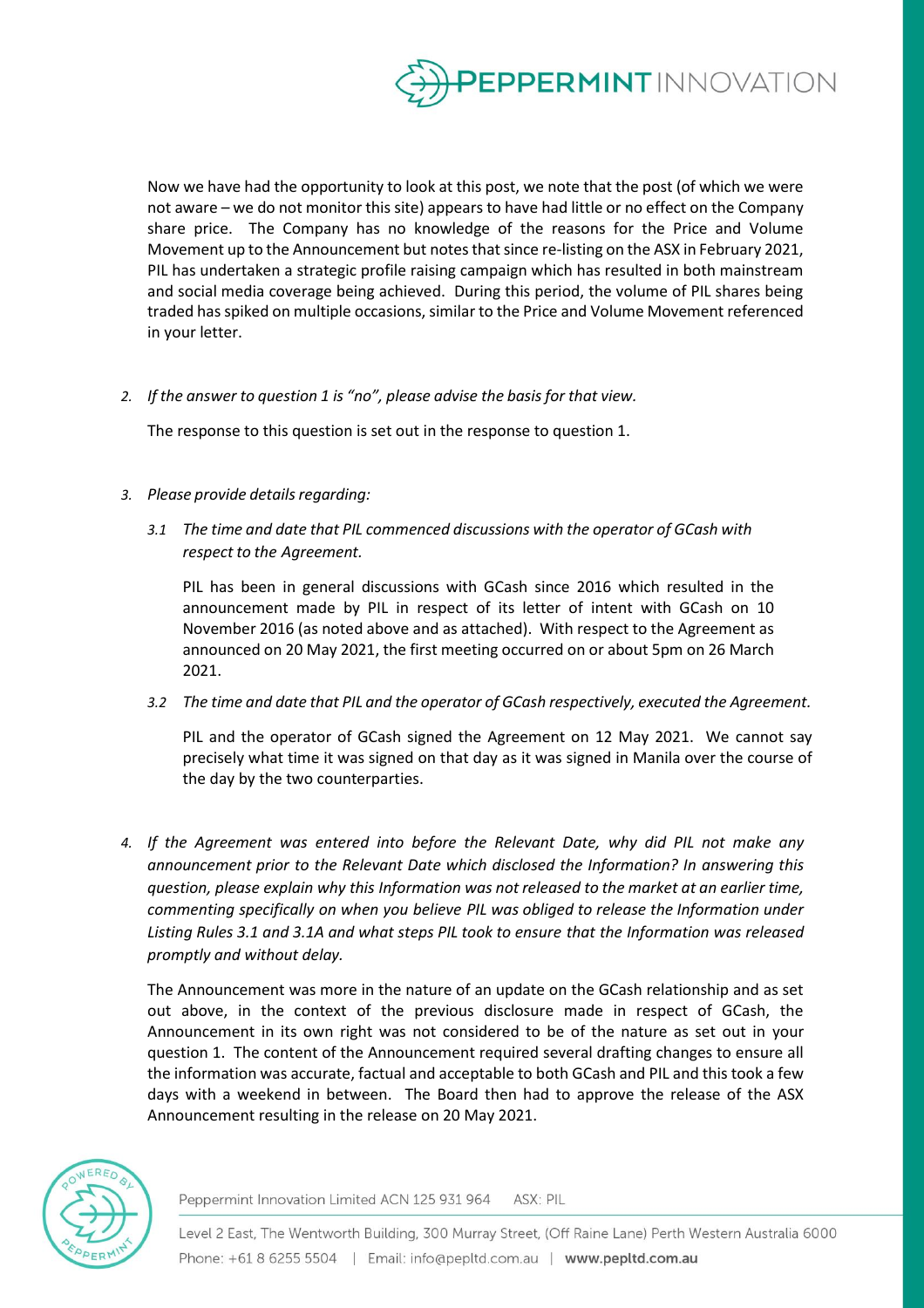Now we have had the opportunity to look at this post, we note that the post (of which we were not aware – we do not monitor this site) appears to have had little or no effect on the Company share price. The Company has no knowledge of the reasons for the Price and Volume Movement up to the Announcement but notes that since re-listing on the ASX in February 2021, PIL has undertaken a strategic profile raising campaign which has resulted in both mainstream and social media coverage being achieved. During this period, the volume of PIL shares being traded has spiked on multiple occasions, similar to the Price and Volume Movement referenced in your letter.

2. *If the answer to question 1 is "no", please advise the basis for that view.*

   The response to this question is set out in the response to question 1.

3. *Please provide details regarding:*

   3.1 *The time and date that PIL commenced discussions with the operator of GCash with respect to the Agreement.*

   PIL has been in general discussions with GCash since 2016 which resulted in the announcement made by PIL in respect of its letter of intent with GCash on 10 November 2016 (as noted above and as attached). With respect to the Agreement as announced on 20 May 2021, the first meeting occurred on or about 5pm on 26 March 2021.

   3.2 *The time and date that PIL and the operator of GCash respectively, executed the Agreement.*

   PIL and the operator of GCash signed the Agreement on 12 May 2021. We cannot say precisely what time it was signed on that day as it was signed in Manila over the course of the day by the two counterparties.

4. *If the Agreement was entered into before the Relevant Date, why did PIL not make any announcement prior to the Relevant Date which disclosed the Information? In answering this question, please explain why this Information was not released to the market at an earlier time, commenting specifically on when you believe PIL was obliged to release the Information under Listing Rules 3.1 and 3.1A and what steps PIL took to ensure that the Information was released promptly and without delay.*

   The Announcement was more in the nature of an update on the GCash relationship and as set out above, in the context of the previous disclosure made in respect of GCash, the Announcement in its own right was not considered to be of the nature as set out in your question 1. The content of the Announcement required several drafting changes to ensure all the information was accurate, factual and acceptable to both GCash and PIL and this took a few days with a weekend in between. The Board then had to approve the release of the ASX Announcement resulting in the release on 20 May 2021.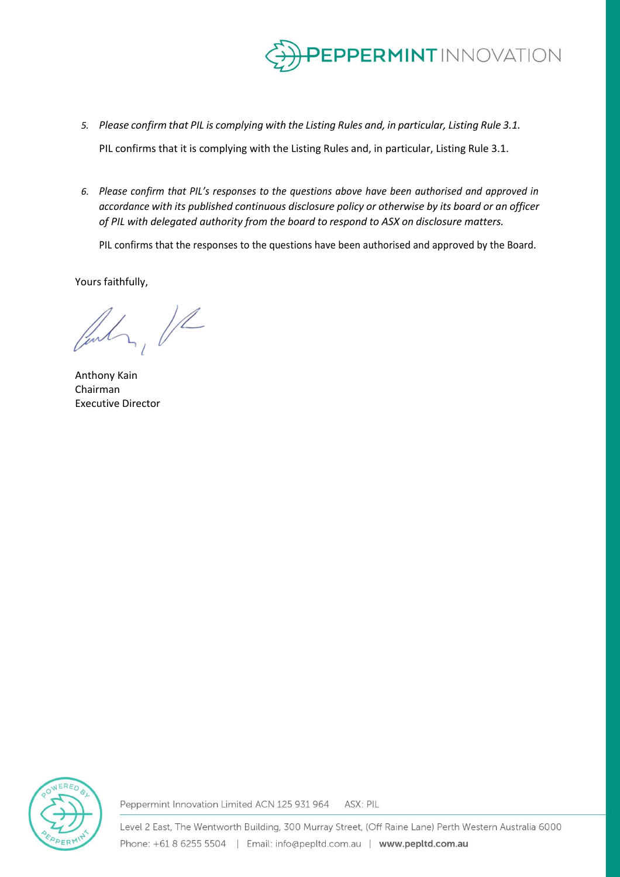5. *Please confirm that PIL is complying with the Listing Rules and, in particular, Listing Rule 3.1.*

   PIL confirms that it is complying with the Listing Rules and, in particular, Listing Rule 3.1.

6. *Please confirm that PIL's responses to the questions above have been authorised and approved in accordance with its published continuous disclosure policy or otherwise by its board or an officer of PIL with delegated authority from the board to respond to ASX on disclosure matters.*

   PIL confirms that the responses to the questions have been authorised and approved by the Board.

Yours faithfully,

Anthony Kain
Chairman
Executive Director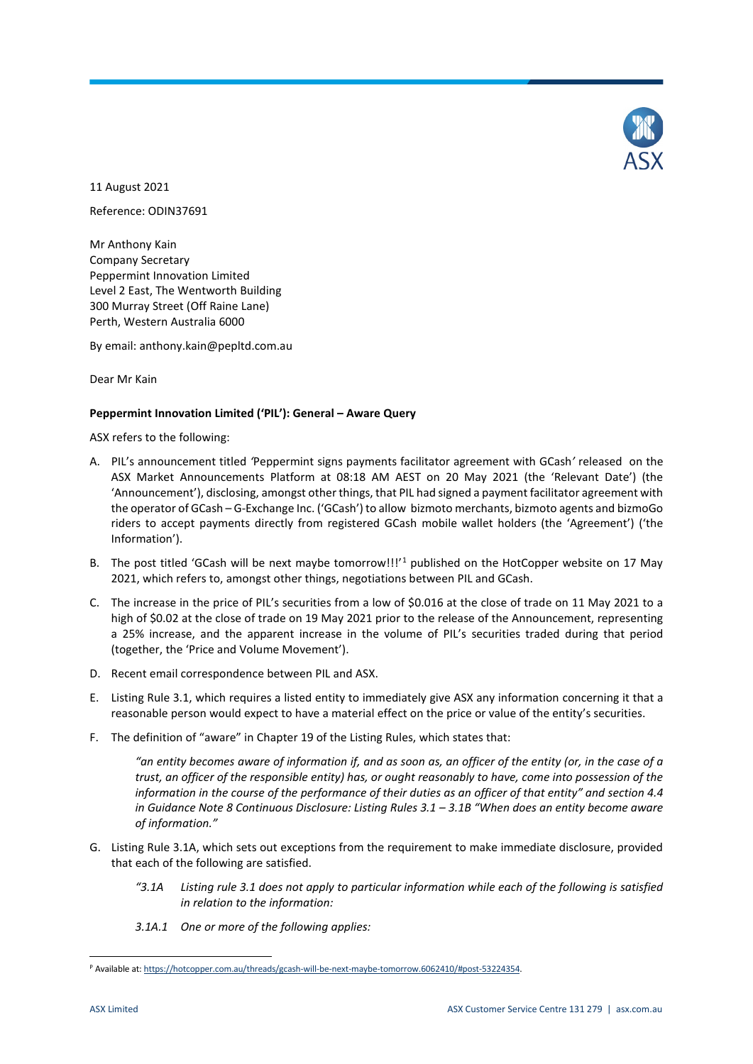11 August 2021

Reference: ODIN37691

Mr Anthony Kain
Company Secretary
Peppermint Innovation Limited
Level 2 East, The Wentworth Building
300 Murray Street (Off Raine Lane)
Perth, Western Australia 6000

By email: anthony.kain@pepltd.com.au

Dear Mr Kain

**Peppermint Innovation Limited ('PIL'): General – Aware Query**

ASX refers to the following:

A. PIL's announcement titled *'*Peppermint signs payments facilitator agreement with GCash*'* released on the ASX Market Announcements Platform at 08:18 AM AEST on 20 May 2021 (the 'Relevant Date') (the 'Announcement'), disclosing, amongst other things, that PIL had signed a payment facilitator agreement with the operator of GCash – G-Exchange Inc. ('GCash') to allow bizmoto merchants, bizmoto agents and bizmoGo riders to accept payments directly from registered GCash mobile wallet holders (the 'Agreement') ('the Information').

B. The post titled 'GCash will be next maybe tomorrow!!!'[1] published on the HotCopper website on 17 May 2021, which refers to, amongst other things, negotiations between PIL and GCash.

C. The increase in the price of PIL's securities from a low of $0.016 at the close of trade on 11 May 2021 to a high of $0.02 at the close of trade on 19 May 2021 prior to the release of the Announcement, representing a 25% increase, and the apparent increase in the volume of PIL's securities traded during that period (together, the 'Price and Volume Movement').

D. Recent email correspondence between PIL and ASX.

E. Listing Rule 3.1, which requires a listed entity to immediately give ASX any information concerning it that a reasonable person would expect to have a material effect on the price or value of the entity's securities.

F. The definition of "aware" in Chapter 19 of the Listing Rules, which states that:

> *"an entity becomes aware of information if, and as soon as, an officer of the entity (or, in the case of a trust, an officer of the responsible entity) has, or ought reasonably to have, come into possession of the information in the course of the performance of their duties as an officer of that entity" and section 4.4 in Guidance Note 8 Continuous Disclosure: Listing Rules 3.1 – 3.1B "When does an entity become aware of information."*

G. Listing Rule 3.1A, which sets out exceptions from the requirement to make immediate disclosure, provided that each of the following are satisfied.

> *"3.1A Listing rule 3.1 does not apply to particular information while each of the following is satisfied in relation to the information:*
>
> *3.1A.1 One or more of the following applies:*

[1] Available at: https://hotcopper.com.au/threads/gcash-will-be-next-maybe-tomorrow.6062410/#post-53224354.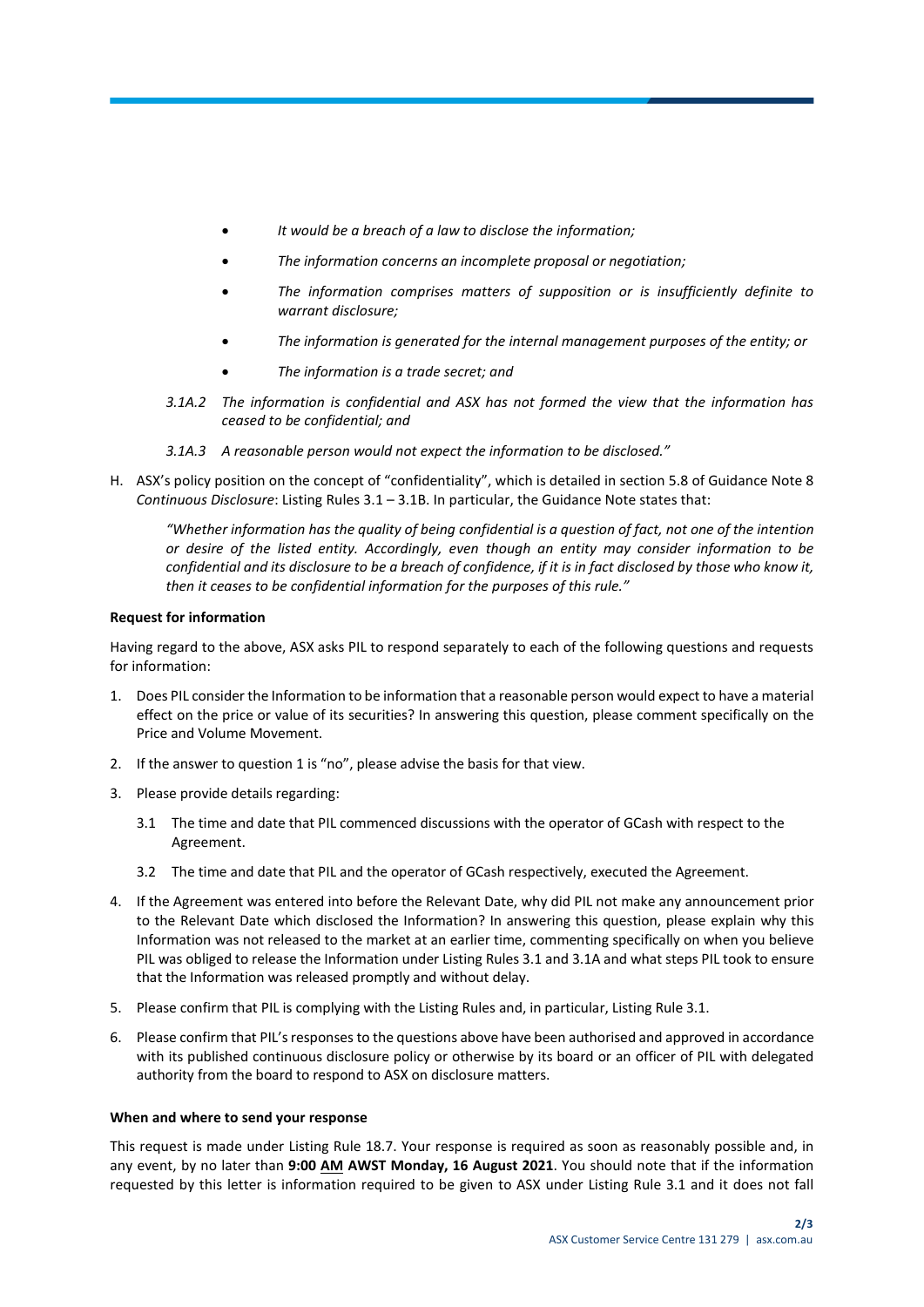- *It would be a breach of a law to disclose the information;*
- *The information concerns an incomplete proposal or negotiation;*
- *The information comprises matters of supposition or is insufficiently definite to warrant disclosure;*
- *The information is generated for the internal management purposes of the entity; or*
- *The information is a trade secret; and*

*3.1A.2 The information is confidential and ASX has not formed the view that the information has ceased to be confidential; and*

*3.1A.3 A reasonable person would not expect the information to be disclosed."*

H. ASX's policy position on the concept of "confidentiality", which is detailed in section 5.8 of Guidance Note 8 *Continuous Disclosure*: Listing Rules 3.1 – 3.1B. In particular, the Guidance Note states that:

> *"Whether information has the quality of being confidential is a question of fact, not one of the intention or desire of the listed entity. Accordingly, even though an entity may consider information to be confidential and its disclosure to be a breach of confidence, if it is in fact disclosed by those who know it, then it ceases to be confidential information for the purposes of this rule."*

**Request for information**

Having regard to the above, ASX asks PIL to respond separately to each of the following questions and requests for information:

1. Does PIL consider the Information to be information that a reasonable person would expect to have a material effect on the price or value of its securities? In answering this question, please comment specifically on the Price and Volume Movement.
2. If the answer to question 1 is "no", please advise the basis for that view.
3. Please provide details regarding:
   3.1 The time and date that PIL commenced discussions with the operator of GCash with respect to the Agreement.
   3.2 The time and date that PIL and the operator of GCash respectively, executed the Agreement.
4. If the Agreement was entered into before the Relevant Date, why did PIL not make any announcement prior to the Relevant Date which disclosed the Information? In answering this question, please explain why this Information was not released to the market at an earlier time, commenting specifically on when you believe PIL was obliged to release the Information under Listing Rules 3.1 and 3.1A and what steps PIL took to ensure that the Information was released promptly and without delay.
5. Please confirm that PIL is complying with the Listing Rules and, in particular, Listing Rule 3.1.
6. Please confirm that PIL's responses to the questions above have been authorised and approved in accordance with its published continuous disclosure policy or otherwise by its board or an officer of PIL with delegated authority from the board to respond to ASX on disclosure matters.

**When and where to send your response**

This request is made under Listing Rule 18.7. Your response is required as soon as reasonably possible and, in any event, by no later than **9:00 AM AWST Monday, 16 August 2021**. You should note that if the information requested by this letter is information required to be given to ASX under Listing Rule 3.1 and it does not fall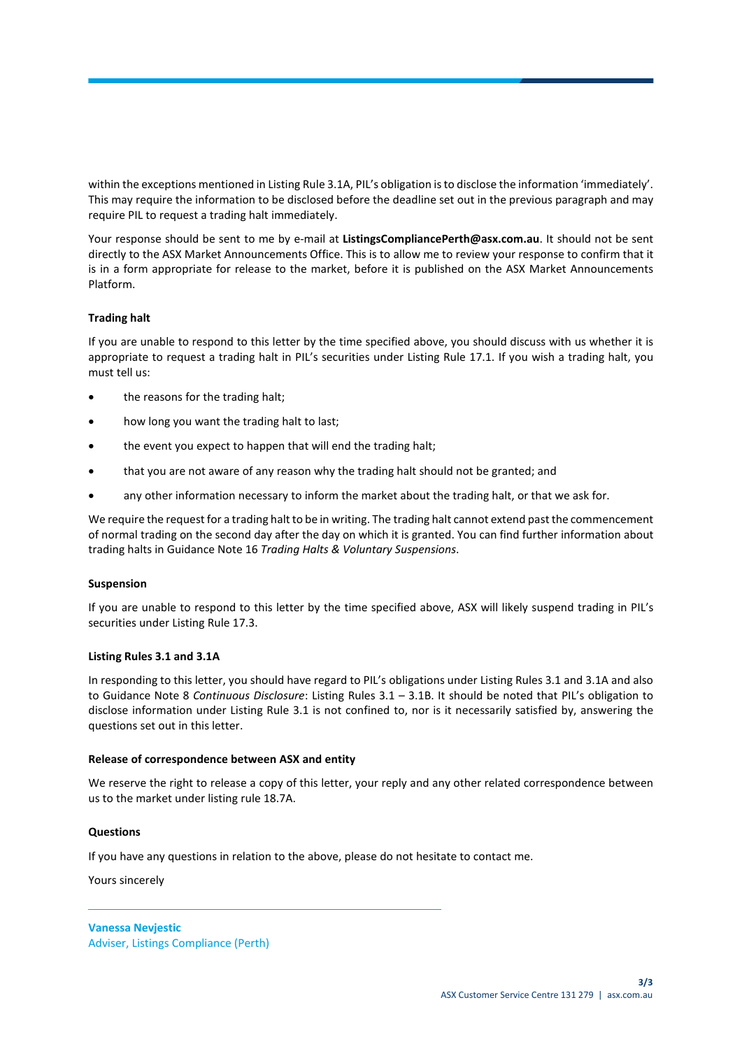within the exceptions mentioned in Listing Rule 3.1A, PIL's obligation is to disclose the information 'immediately'. This may require the information to be disclosed before the deadline set out in the previous paragraph and may require PIL to request a trading halt immediately.

Your response should be sent to me by e-mail at **ListingsCompliancePerth@asx.com.au**. It should not be sent directly to the ASX Market Announcements Office. This is to allow me to review your response to confirm that it is in a form appropriate for release to the market, before it is published on the ASX Market Announcements Platform.

**Trading halt**

If you are unable to respond to this letter by the time specified above, you should discuss with us whether it is appropriate to request a trading halt in PIL's securities under Listing Rule 17.1. If you wish a trading halt, you must tell us:

- the reasons for the trading halt;
- how long you want the trading halt to last;
- the event you expect to happen that will end the trading halt;
- that you are not aware of any reason why the trading halt should not be granted; and
- any other information necessary to inform the market about the trading halt, or that we ask for.

We require the request for a trading halt to be in writing. The trading halt cannot extend past the commencement of normal trading on the second day after the day on which it is granted. You can find further information about trading halts in Guidance Note 16 *Trading Halts & Voluntary Suspensions*.

**Suspension**

If you are unable to respond to this letter by the time specified above, ASX will likely suspend trading in PIL's securities under Listing Rule 17.3.

**Listing Rules 3.1 and 3.1A**

In responding to this letter, you should have regard to PIL's obligations under Listing Rules 3.1 and 3.1A and also to Guidance Note 8 *Continuous Disclosure*: Listing Rules 3.1 – 3.1B. It should be noted that PIL's obligation to disclose information under Listing Rule 3.1 is not confined to, nor is it necessarily satisfied by, answering the questions set out in this letter.

**Release of correspondence between ASX and entity**

We reserve the right to release a copy of this letter, your reply and any other related correspondence between us to the market under listing rule 18.7A.

**Questions**

If you have any questions in relation to the above, please do not hesitate to contact me.

Yours sincerely

---

**Vanessa Nevjestic**
Adviser, Listings Compliance (Perth)